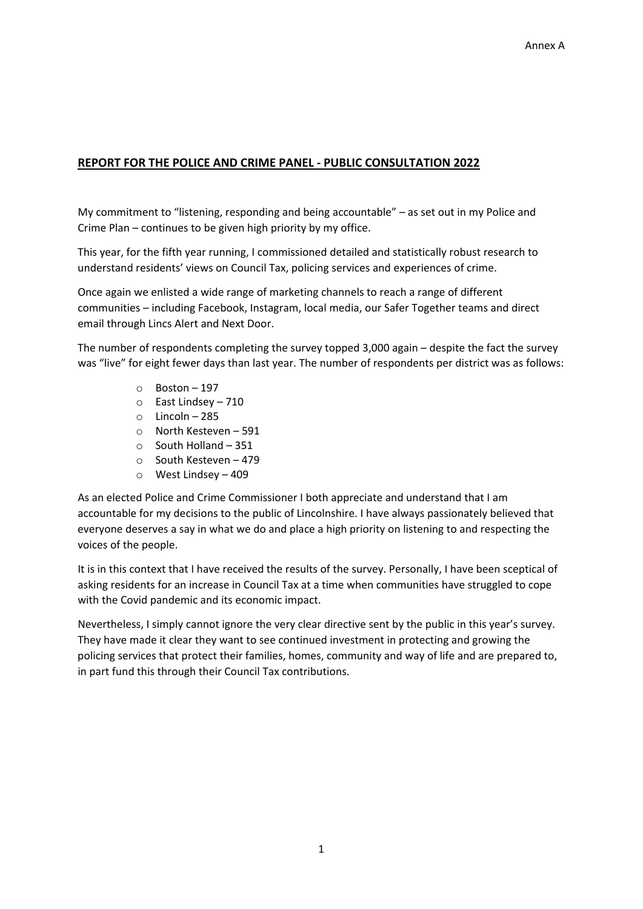Annex A

## **REPORT FOR THE POLICE AND CRIME PANEL - PUBLIC CONSULTATION 2022**

My commitment to "listening, responding and being accountable" – as set out in my Police and Crime Plan – continues to be given high priority by my office.

This year, for the fifth year running, I commissioned detailed and statistically robust research to understand residents' views on Council Tax, policing services and experiences of crime.

Once again we enlisted a wide range of marketing channels to reach a range of different communities – including Facebook, Instagram, local media, our Safer Together teams and direct email through Lincs Alert and Next Door.

The number of respondents completing the survey topped 3,000 again – despite the fact the survey was "live" for eight fewer days than last year. The number of respondents per district was as follows:

- Boston – 197
- East Lindsey – 710
- Lincoln – 285
- North Kesteven – 591
- South Holland – 351
- South Kesteven – 479
- West Lindsey – 409

As an elected Police and Crime Commissioner I both appreciate and understand that I am accountable for my decisions to the public of Lincolnshire. I have always passionately believed that everyone deserves a say in what we do and place a high priority on listening to and respecting the voices of the people.

It is in this context that I have received the results of the survey. Personally, I have been sceptical of asking residents for an increase in Council Tax at a time when communities have struggled to cope with the Covid pandemic and its economic impact.

Nevertheless, I simply cannot ignore the very clear directive sent by the public in this year's survey. They have made it clear they want to see continued investment in protecting and growing the policing services that protect their families, homes, community and way of life and are prepared to, in part fund this through their Council Tax contributions.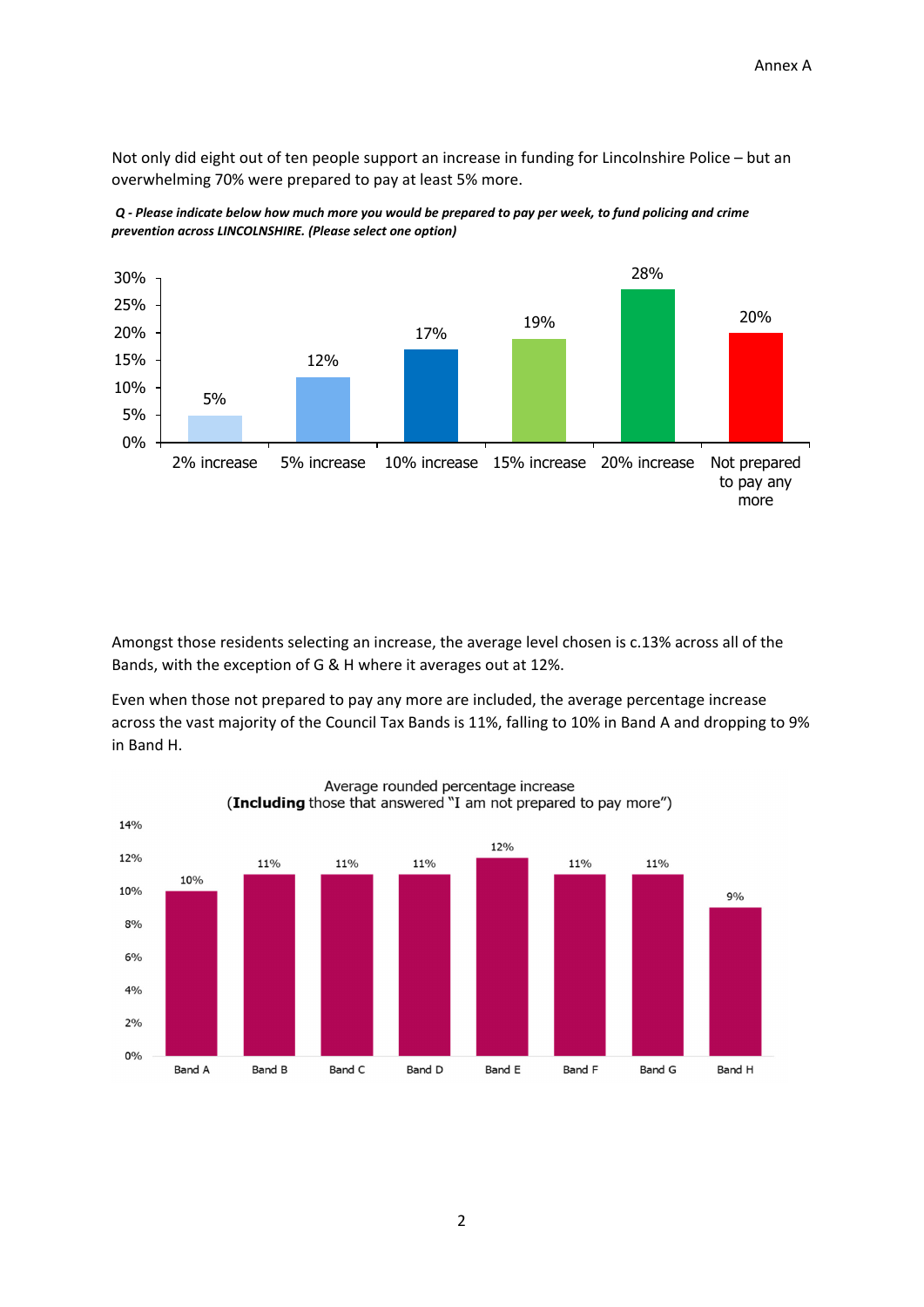Not only did eight out of ten people support an increase in funding for Lincolnshire Police – but an overwhelming 70% were prepared to pay at least 5% more.

***Q - Please indicate below how much more you would be prepared to pay per week, to fund policing and crime prevention across LINCOLNSHIRE. (Please select one option)***

| Option | Percentage |
|---|---|
| 2% increase | 5% |
| 5% increase | 12% |
| 10% increase | 17% |
| 15% increase | 19% |
| 20% increase | 28% |
| Not prepared to pay any more | 20% |

Amongst those residents selecting an increase, the average level chosen is c.13% across all of the Bands, with the exception of G & H where it averages out at 12%.

Even when those not prepared to pay any more are included, the average percentage increase across the vast majority of the Council Tax Bands is 11%, falling to 10% in Band A and dropping to 9% in Band H.

Average rounded percentage increase
(**Including** those that answered "I am not prepared to pay more")

| Band | Average rounded percentage increase |
|---|---|
| Band A | 10% |
| Band B | 11% |
| Band C | 11% |
| Band D | 11% |
| Band E | 12% |
| Band F | 11% |
| Band G | 11% |
| Band H | 9% |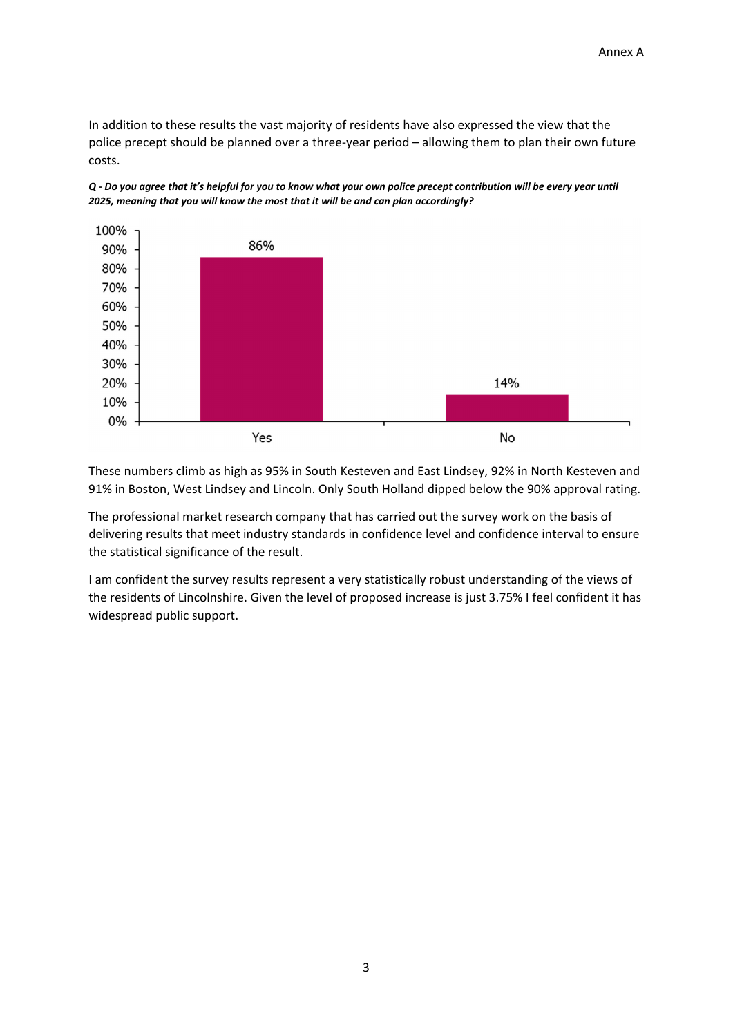In addition to these results the vast majority of residents have also expressed the view that the police precept should be planned over a three-year period – allowing them to plan their own future costs.

***Q - Do you agree that it's helpful for you to know what your own police precept contribution will be every year until 2025, meaning that you will know the most that it will be and can plan accordingly?***

100%
90%
80%
70%
60%
50%
40%
30%
20%
10%
0%

86%
Yes

14%
No

These numbers climb as high as 95% in South Kesteven and East Lindsey, 92% in North Kesteven and 91% in Boston, West Lindsey and Lincoln. Only South Holland dipped below the 90% approval rating.

The professional market research company that has carried out the survey work on the basis of delivering results that meet industry standards in confidence level and confidence interval to ensure the statistical significance of the result.

I am confident the survey results represent a very statistically robust understanding of the views of the residents of Lincolnshire. Given the level of proposed increase is just 3.75% I feel confident it has widespread public support.